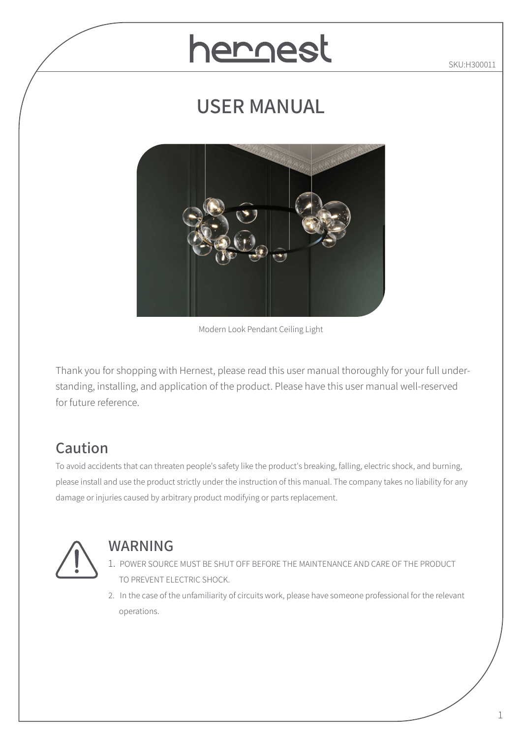# hernest

SKU:H300011

## USER MANUAL

Modern Look Pendant Ceiling Light

Thank you for shopping with Hernest, please read this user manual thoroughly for your full understanding, installing, and application of the product. Please have this user manual well-reserved for future reference.

## Caution

To avoid accidents that can threaten people's safety like the product's breaking, falling, electric shock, and burning, please install and use the product strictly under the instruction of this manual. The company takes no liability for any damage or injuries caused by arbitrary product modifying or parts replacement.

## WARNING

1. POWER SOURCE MUST BE SHUT OFF BEFORE THE MAINTENANCE AND CARE OF THE PRODUCT TO PREVENT ELECTRIC SHOCK.
2. In the case of the unfamiliarity of circuits work, please have someone professional for the relevant operations.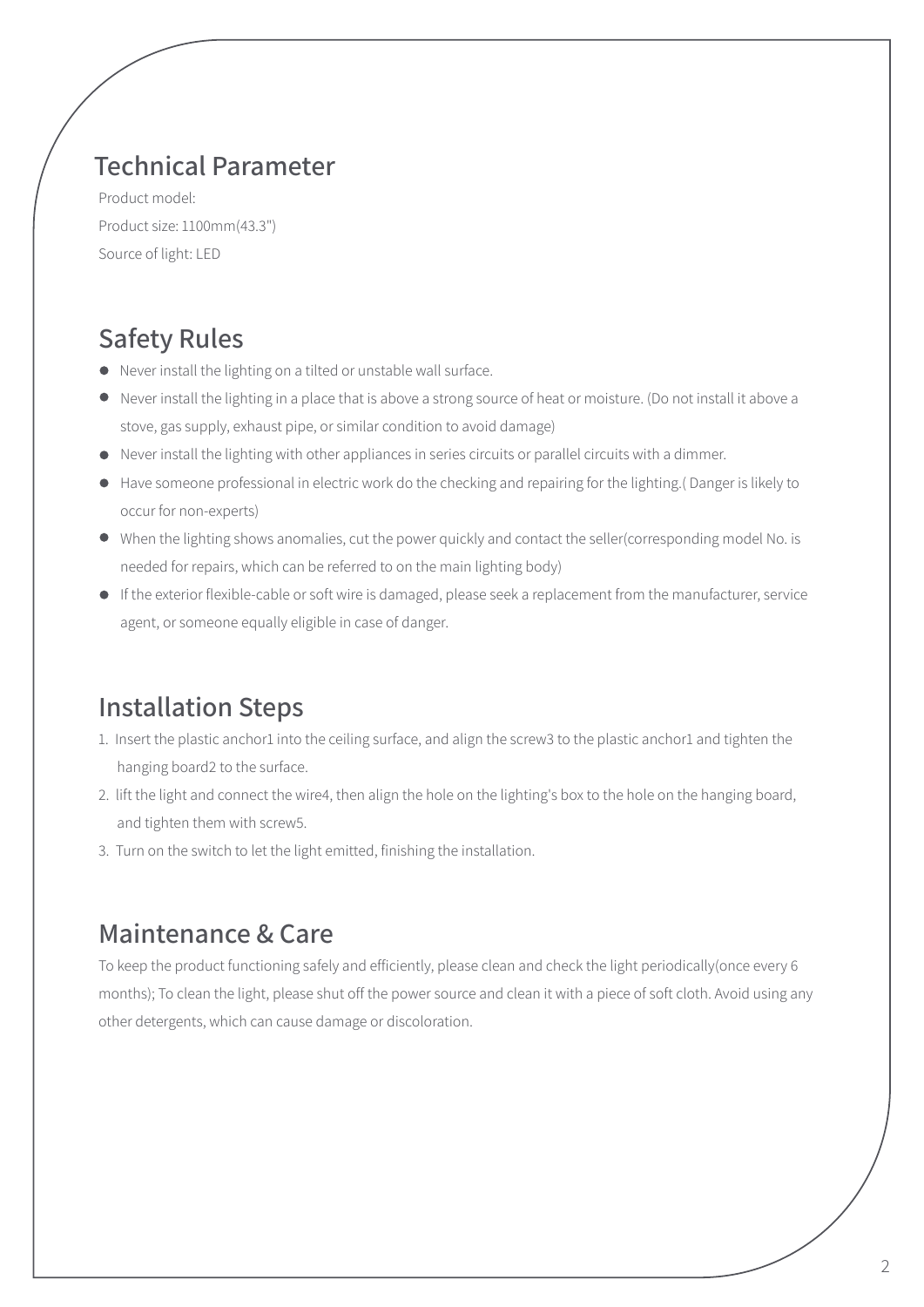## Technical Parameter

Product model:

Product size: 1100mm(43.3")

Source of light: LED

## Safety Rules

- Never install the lighting on a tilted or unstable wall surface.
- Never install the lighting in a place that is above a strong source of heat or moisture. (Do not install it above a stove, gas supply, exhaust pipe, or similar condition to avoid damage)
- Never install the lighting with other appliances in series circuits or parallel circuits with a dimmer.
- Have someone professional in electric work do the checking and repairing for the lighting.( Danger is likely to occur for non-experts)
- When the lighting shows anomalies, cut the power quickly and contact the seller(corresponding model No. is needed for repairs, which can be referred to on the main lighting body)
- If the exterior flexible-cable or soft wire is damaged, please seek a replacement from the manufacturer, service agent, or someone equally eligible in case of danger.

## Installation Steps

1. Insert the plastic anchor1 into the ceiling surface, and align the screw3 to the plastic anchor1 and tighten the hanging board2 to the surface.
2. lift the light and connect the wire4, then align the hole on the lighting's box to the hole on the hanging board, and tighten them with screw5.
3. Turn on the switch to let the light emitted, finishing the installation.

## Maintenance & Care

To keep the product functioning safely and efficiently, please clean and check the light periodically(once every 6 months); To clean the light, please shut off the power source and clean it with a piece of soft cloth. Avoid using any other detergents, which can cause damage or discoloration.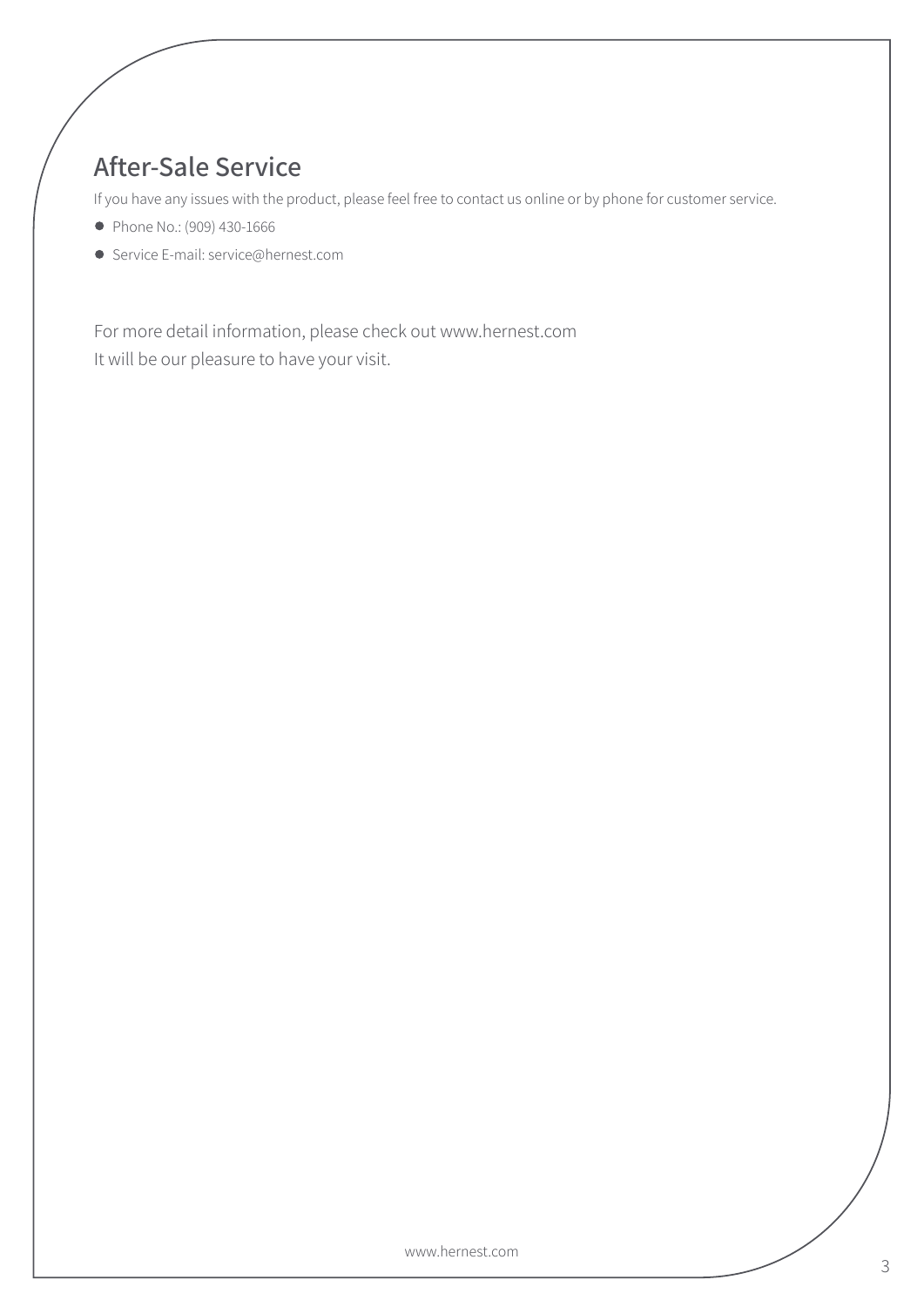## After-Sale Service

If you have any issues with the product, please feel free to contact us online or by phone for customer service.

- Phone No.: (909) 430-1666
- Service E-mail: service@hernest.com

For more detail information, please check out www.hernest.com
It will be our pleasure to have your visit.